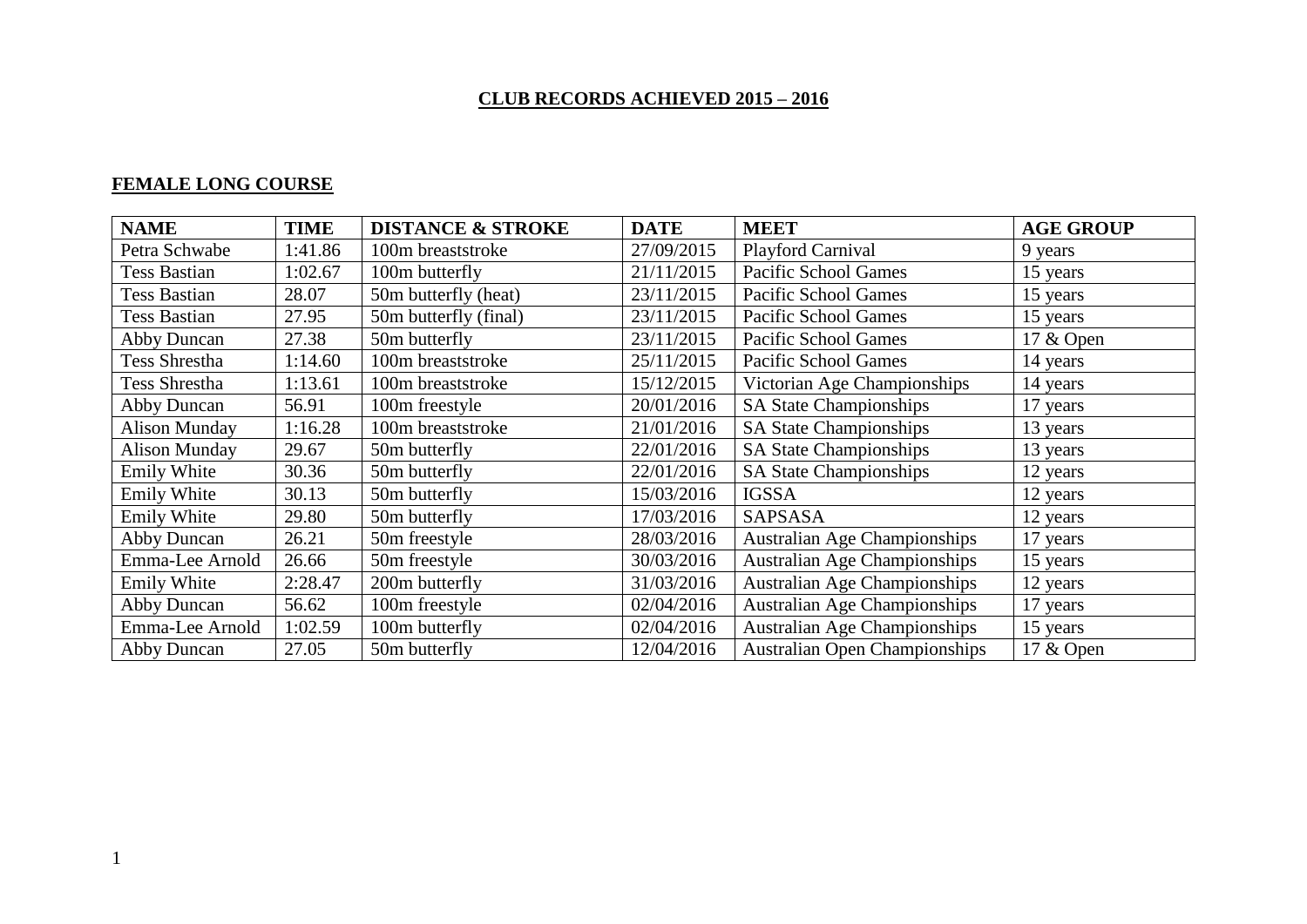# CLUB RECORDS ACHIEVED 2015 – 2016

## FEMALE LONG COURSE

| NAME | TIME | DISTANCE & STROKE | DATE | MEET | AGE GROUP |
|---|---|---|---|---|---|
| Petra Schwabe | 1:41.86 | 100m breaststroke | 27/09/2015 | Playford Carnival | 9 years |
| Tess Bastian | 1:02.67 | 100m butterfly | 21/11/2015 | Pacific School Games | 15 years |
| Tess Bastian | 28.07 | 50m butterfly (heat) | 23/11/2015 | Pacific School Games | 15 years |
| Tess Bastian | 27.95 | 50m butterfly (final) | 23/11/2015 | Pacific School Games | 15 years |
| Abby Duncan | 27.38 | 50m butterfly | 23/11/2015 | Pacific School Games | 17 & Open |
| Tess Shrestha | 1:14.60 | 100m breaststroke | 25/11/2015 | Pacific School Games | 14 years |
| Tess Shrestha | 1:13.61 | 100m breaststroke | 15/12/2015 | Victorian Age Championships | 14 years |
| Abby Duncan | 56.91 | 100m freestyle | 20/01/2016 | SA State Championships | 17 years |
| Alison Munday | 1:16.28 | 100m breaststroke | 21/01/2016 | SA State Championships | 13 years |
| Alison Munday | 29.67 | 50m butterfly | 22/01/2016 | SA State Championships | 13 years |
| Emily White | 30.36 | 50m butterfly | 22/01/2016 | SA State Championships | 12 years |
| Emily White | 30.13 | 50m butterfly | 15/03/2016 | IGSSA | 12 years |
| Emily White | 29.80 | 50m butterfly | 17/03/2016 | SAPSASA | 12 years |
| Abby Duncan | 26.21 | 50m freestyle | 28/03/2016 | Australian Age Championships | 17 years |
| Emma-Lee Arnold | 26.66 | 50m freestyle | 30/03/2016 | Australian Age Championships | 15 years |
| Emily White | 2:28.47 | 200m butterfly | 31/03/2016 | Australian Age Championships | 12 years |
| Abby Duncan | 56.62 | 100m freestyle | 02/04/2016 | Australian Age Championships | 17 years |
| Emma-Lee Arnold | 1:02.59 | 100m butterfly | 02/04/2016 | Australian Age Championships | 15 years |
| Abby Duncan | 27.05 | 50m butterfly | 12/04/2016 | Australian Open Championships | 17 & Open |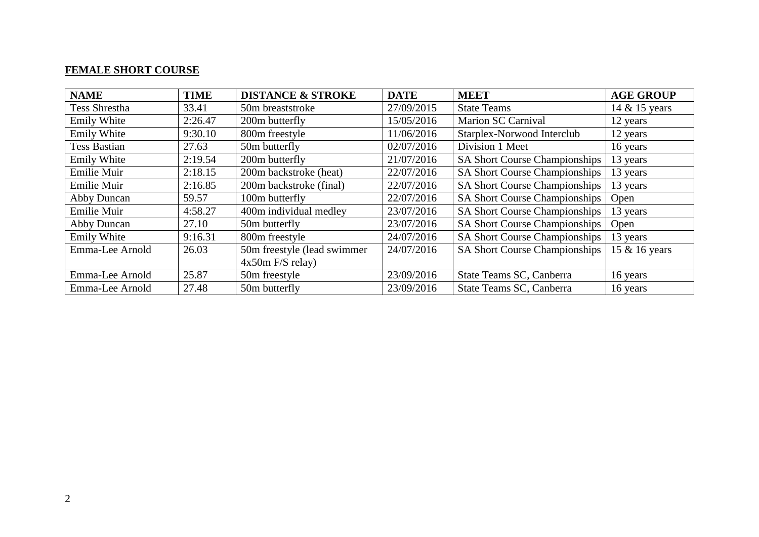**FEMALE SHORT COURSE**

| NAME | TIME | DISTANCE & STROKE | DATE | MEET | AGE GROUP |
|---|---|---|---|---|---|
| Tess Shrestha | 33.41 | 50m breaststroke | 27/09/2015 | State Teams | 14 & 15 years |
| Emily White | 2:26.47 | 200m butterfly | 15/05/2016 | Marion SC Carnival | 12 years |
| Emily White | 9:30.10 | 800m freestyle | 11/06/2016 | Starplex-Norwood Interclub | 12 years |
| Tess Bastian | 27.63 | 50m butterfly | 02/07/2016 | Division 1 Meet | 16 years |
| Emily White | 2:19.54 | 200m butterfly | 21/07/2016 | SA Short Course Championships | 13 years |
| Emilie Muir | 2:18.15 | 200m backstroke (heat) | 22/07/2016 | SA Short Course Championships | 13 years |
| Emilie Muir | 2:16.85 | 200m backstroke (final) | 22/07/2016 | SA Short Course Championships | 13 years |
| Abby Duncan | 59.57 | 100m butterfly | 22/07/2016 | SA Short Course Championships | Open |
| Emilie Muir | 4:58.27 | 400m individual medley | 23/07/2016 | SA Short Course Championships | 13 years |
| Abby Duncan | 27.10 | 50m butterfly | 23/07/2016 | SA Short Course Championships | Open |
| Emily White | 9:16.31 | 800m freestyle | 24/07/2016 | SA Short Course Championships | 13 years |
| Emma-Lee Arnold | 26.03 | 50m freestyle (lead swimmer 4x50m F/S relay) | 24/07/2016 | SA Short Course Championships | 15 & 16 years |
| Emma-Lee Arnold | 25.87 | 50m freestyle | 23/09/2016 | State Teams SC, Canberra | 16 years |
| Emma-Lee Arnold | 27.48 | 50m butterfly | 23/09/2016 | State Teams SC, Canberra | 16 years |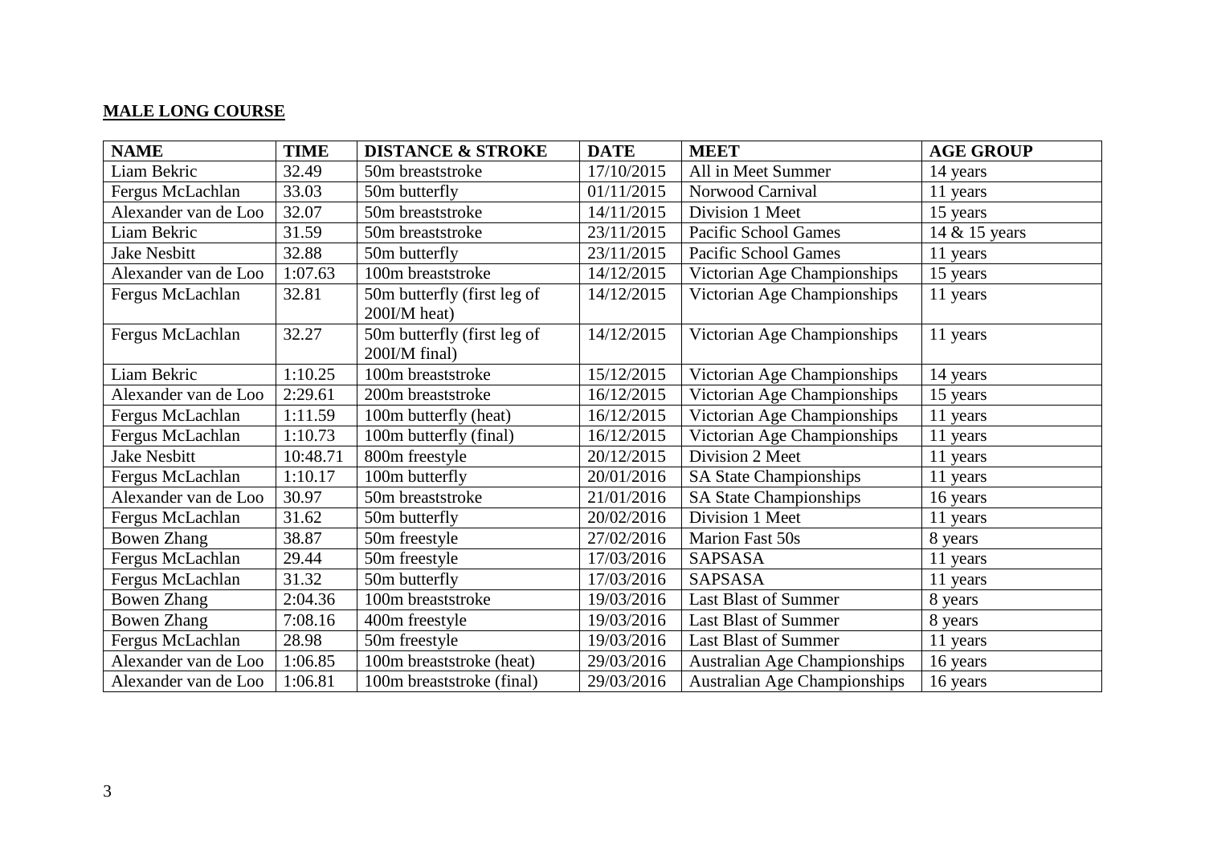**MALE LONG COURSE**

| NAME | TIME | DISTANCE & STROKE | DATE | MEET | AGE GROUP |
|---|---|---|---|---|---|
| Liam Bekric | 32.49 | 50m breaststroke | 17/10/2015 | All in Meet Summer | 14 years |
| Fergus McLachlan | 33.03 | 50m butterfly | 01/11/2015 | Norwood Carnival | 11 years |
| Alexander van de Loo | 32.07 | 50m breaststroke | 14/11/2015 | Division 1 Meet | 15 years |
| Liam Bekric | 31.59 | 50m breaststroke | 23/11/2015 | Pacific School Games | 14 & 15 years |
| Jake Nesbitt | 32.88 | 50m butterfly | 23/11/2015 | Pacific School Games | 11 years |
| Alexander van de Loo | 1:07.63 | 100m breaststroke | 14/12/2015 | Victorian Age Championships | 15 years |
| Fergus McLachlan | 32.81 | 50m butterfly (first leg of 200I/M heat) | 14/12/2015 | Victorian Age Championships | 11 years |
| Fergus McLachlan | 32.27 | 50m butterfly (first leg of 200I/M final) | 14/12/2015 | Victorian Age Championships | 11 years |
| Liam Bekric | 1:10.25 | 100m breaststroke | 15/12/2015 | Victorian Age Championships | 14 years |
| Alexander van de Loo | 2:29.61 | 200m breaststroke | 16/12/2015 | Victorian Age Championships | 15 years |
| Fergus McLachlan | 1:11.59 | 100m butterfly (heat) | 16/12/2015 | Victorian Age Championships | 11 years |
| Fergus McLachlan | 1:10.73 | 100m butterfly (final) | 16/12/2015 | Victorian Age Championships | 11 years |
| Jake Nesbitt | 10:48.71 | 800m freestyle | 20/12/2015 | Division 2 Meet | 11 years |
| Fergus McLachlan | 1:10.17 | 100m butterfly | 20/01/2016 | SA State Championships | 11 years |
| Alexander van de Loo | 30.97 | 50m breaststroke | 21/01/2016 | SA State Championships | 16 years |
| Fergus McLachlan | 31.62 | 50m butterfly | 20/02/2016 | Division 1 Meet | 11 years |
| Bowen Zhang | 38.87 | 50m freestyle | 27/02/2016 | Marion Fast 50s | 8 years |
| Fergus McLachlan | 29.44 | 50m freestyle | 17/03/2016 | SAPSASA | 11 years |
| Fergus McLachlan | 31.32 | 50m butterfly | 17/03/2016 | SAPSASA | 11 years |
| Bowen Zhang | 2:04.36 | 100m breaststroke | 19/03/2016 | Last Blast of Summer | 8 years |
| Bowen Zhang | 7:08.16 | 400m freestyle | 19/03/2016 | Last Blast of Summer | 8 years |
| Fergus McLachlan | 28.98 | 50m freestyle | 19/03/2016 | Last Blast of Summer | 11 years |
| Alexander van de Loo | 1:06.85 | 100m breaststroke (heat) | 29/03/2016 | Australian Age Championships | 16 years |
| Alexander van de Loo | 1:06.81 | 100m breaststroke (final) | 29/03/2016 | Australian Age Championships | 16 years |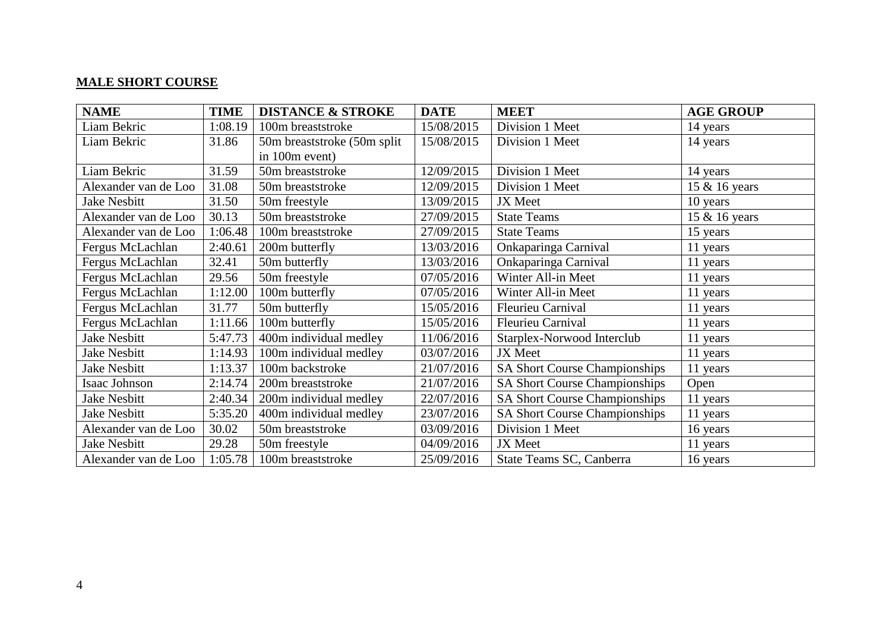**MALE SHORT COURSE**

| NAME | TIME | DISTANCE & STROKE | DATE | MEET | AGE GROUP |
|---|---|---|---|---|---|
| Liam Bekric | 1:08.19 | 100m breaststroke | 15/08/2015 | Division 1 Meet | 14 years |
| Liam Bekric | 31.86 | 50m breaststroke (50m split in 100m event) | 15/08/2015 | Division 1 Meet | 14 years |
| Liam Bekric | 31.59 | 50m breaststroke | 12/09/2015 | Division 1 Meet | 14 years |
| Alexander van de Loo | 31.08 | 50m breaststroke | 12/09/2015 | Division 1 Meet | 15 & 16 years |
| Jake Nesbitt | 31.50 | 50m freestyle | 13/09/2015 | JX Meet | 10 years |
| Alexander van de Loo | 30.13 | 50m breaststroke | 27/09/2015 | State Teams | 15 & 16 years |
| Alexander van de Loo | 1:06.48 | 100m breaststroke | 27/09/2015 | State Teams | 15 years |
| Fergus McLachlan | 2:40.61 | 200m butterfly | 13/03/2016 | Onkaparinga Carnival | 11 years |
| Fergus McLachlan | 32.41 | 50m butterfly | 13/03/2016 | Onkaparinga Carnival | 11 years |
| Fergus McLachlan | 29.56 | 50m freestyle | 07/05/2016 | Winter All-in Meet | 11 years |
| Fergus McLachlan | 1:12.00 | 100m butterfly | 07/05/2016 | Winter All-in Meet | 11 years |
| Fergus McLachlan | 31.77 | 50m butterfly | 15/05/2016 | Fleurieu Carnival | 11 years |
| Fergus McLachlan | 1:11.66 | 100m butterfly | 15/05/2016 | Fleurieu Carnival | 11 years |
| Jake Nesbitt | 5:47.73 | 400m individual medley | 11/06/2016 | Starplex-Norwood Interclub | 11 years |
| Jake Nesbitt | 1:14.93 | 100m individual medley | 03/07/2016 | JX Meet | 11 years |
| Jake Nesbitt | 1:13.37 | 100m backstroke | 21/07/2016 | SA Short Course Championships | 11 years |
| Isaac Johnson | 2:14.74 | 200m breaststroke | 21/07/2016 | SA Short Course Championships | Open |
| Jake Nesbitt | 2:40.34 | 200m individual medley | 22/07/2016 | SA Short Course Championships | 11 years |
| Jake Nesbitt | 5:35.20 | 400m individual medley | 23/07/2016 | SA Short Course Championships | 11 years |
| Alexander van de Loo | 30.02 | 50m breaststroke | 03/09/2016 | Division 1 Meet | 16 years |
| Jake Nesbitt | 29.28 | 50m freestyle | 04/09/2016 | JX Meet | 11 years |
| Alexander van de Loo | 1:05.78 | 100m breaststroke | 25/09/2016 | State Teams SC, Canberra | 16 years |